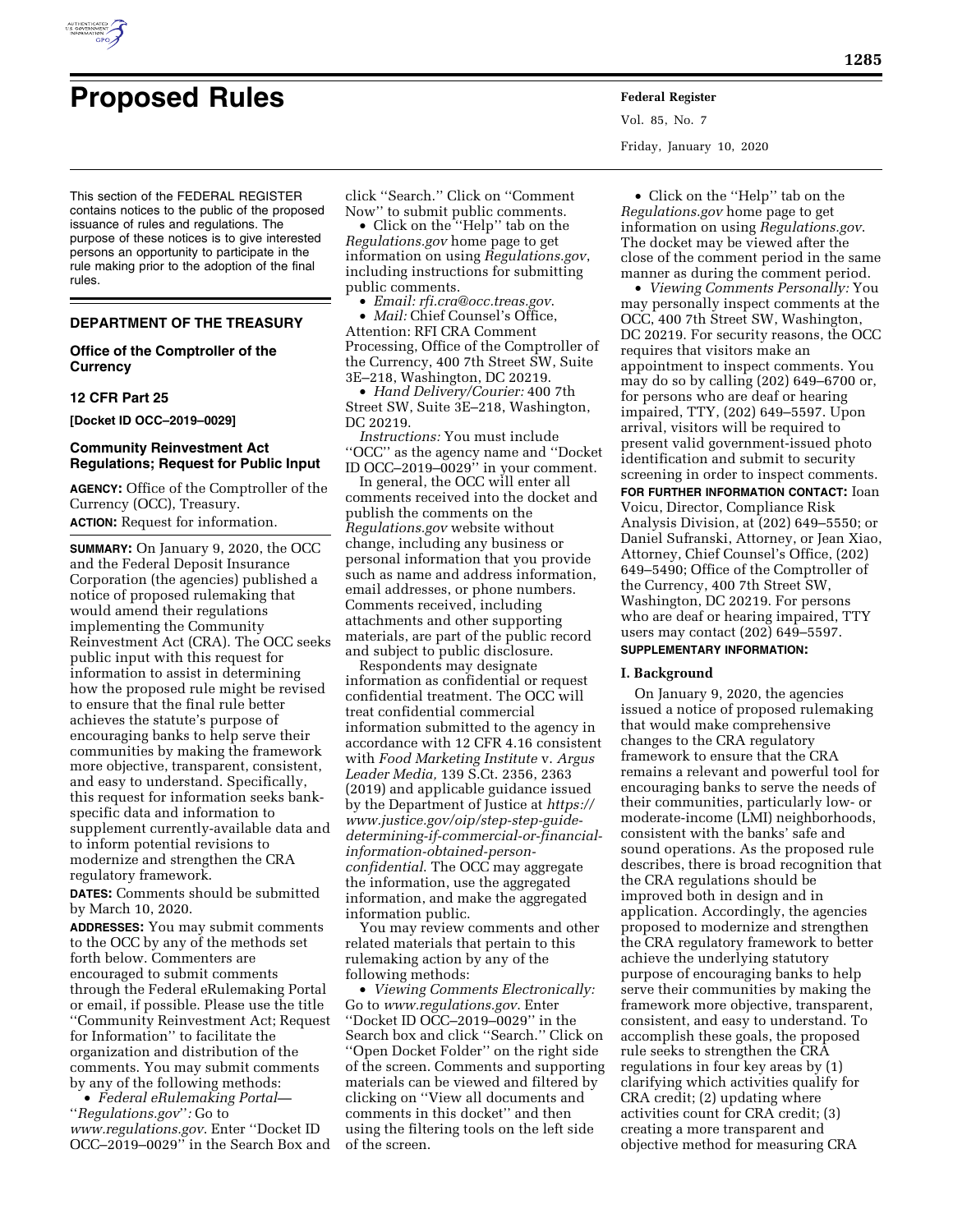# Proposed Rules

This section of the FEDERAL REGISTER contains notices to the public of the proposed issuance of rules and regulations. The purpose of these notices is to give interested persons an opportunity to participate in the rule making prior to the adoption of the final rules.

## DEPARTMENT OF THE TREASURY

### Office of the Comptroller of the Currency

### 12 CFR Part 25

**[Docket ID OCC–2019–0029]**

### Community Reinvestment Act Regulations; Request for Public Input

**AGENCY:** Office of the Comptroller of the Currency (OCC), Treasury.

**ACTION:** Request for information.

**SUMMARY:** On January 9, 2020, the OCC and the Federal Deposit Insurance Corporation (the agencies) published a notice of proposed rulemaking that would amend their regulations implementing the Community Reinvestment Act (CRA). The OCC seeks public input with this request for information to assist in determining how the proposed rule might be revised to ensure that the final rule better achieves the statute's purpose of encouraging banks to help serve their communities by making the framework more objective, transparent, consistent, and easy to understand. Specifically, this request for information seeks bank-specific data and information to supplement currently-available data and to inform potential revisions to modernize and strengthen the CRA regulatory framework.

**DATES:** Comments should be submitted by March 10, 2020.

**ADDRESSES:** You may submit comments to the OCC by any of the methods set forth below. Commenters are encouraged to submit comments through the Federal eRulemaking Portal or email, if possible. Please use the title ''Community Reinvestment Act; Request for Information'' to facilitate the organization and distribution of the comments. You may submit comments by any of the following methods:

- *Federal eRulemaking Portal— ''Regulations.gov'':* Go to *www.regulations.gov*. Enter ''Docket ID OCC–2019–0029'' in the Search Box and click ''Search.'' Click on ''Comment Now'' to submit public comments.
- Click on the ''Help'' tab on the *Regulations.gov* home page to get information on using *Regulations.gov*, including instructions for submitting public comments.
- *Email: rfi.cra@occ.treas.gov*.
- *Mail:* Chief Counsel's Office, Attention: RFI CRA Comment Processing, Office of the Comptroller of the Currency, 400 7th Street SW, Suite 3E–218, Washington, DC 20219.
- *Hand Delivery/Courier:* 400 7th Street SW, Suite 3E–218, Washington, DC 20219.

*Instructions:* You must include ''OCC'' as the agency name and ''Docket ID OCC–2019–0029'' in your comment.

In general, the OCC will enter all comments received into the docket and publish the comments on the *Regulations.gov* website without change, including any business or personal information that you provide such as name and address information, email addresses, or phone numbers. Comments received, including attachments and other supporting materials, are part of the public record and subject to public disclosure.

Respondents may designate information as confidential or request confidential treatment. The OCC will treat confidential commercial information submitted to the agency in accordance with 12 CFR 4.16 consistent with *Food Marketing Institute* v. *Argus Leader Media,* 139 S.Ct. 2356, 2363 (2019) and applicable guidance issued by the Department of Justice at *https://www.justice.gov/oip/step-step-guide-determining-if-commercial-or-financial-information-obtained-person-confidential*. The OCC may aggregate the information, use the aggregated information, and make the aggregated information public.

You may review comments and other related materials that pertain to this rulemaking action by any of the following methods:

- *Viewing Comments Electronically:* Go to *www.regulations.gov*. Enter ''Docket ID OCC–2019–0029'' in the Search box and click ''Search.'' Click on ''Open Docket Folder'' on the right side of the screen. Comments and supporting materials can be viewed and filtered by clicking on ''View all documents and comments in this docket'' and then using the filtering tools on the left side of the screen.
- Click on the ''Help'' tab on the *Regulations.gov* home page to get information on using *Regulations.gov*. The docket may be viewed after the close of the comment period in the same manner as during the comment period.
- *Viewing Comments Personally:* You may personally inspect comments at the OCC, 400 7th Street SW, Washington, DC 20219. For security reasons, the OCC requires that visitors make an appointment to inspect comments. You may do so by calling (202) 649–6700 or, for persons who are deaf or hearing impaired, TTY, (202) 649–5597. Upon arrival, visitors will be required to present valid government-issued photo identification and submit to security screening in order to inspect comments.

**FOR FURTHER INFORMATION CONTACT:** Ioan Voicu, Director, Compliance Risk Analysis Division, at (202) 649–5550; or Daniel Sufranski, Attorney, or Jean Xiao, Attorney, Chief Counsel's Office, (202) 649–5490; Office of the Comptroller of the Currency, 400 7th Street SW, Washington, DC 20219. For persons who are deaf or hearing impaired, TTY users may contact (202) 649–5597.

**SUPPLEMENTARY INFORMATION:**

**I. Background**

On January 9, 2020, the agencies issued a notice of proposed rulemaking that would make comprehensive changes to the CRA regulatory framework to ensure that the CRA remains a relevant and powerful tool for encouraging banks to serve the needs of their communities, particularly low- or moderate-income (LMI) neighborhoods, consistent with the banks' safe and sound operations. As the proposed rule describes, there is broad recognition that the CRA regulations should be improved both in design and in application. Accordingly, the agencies proposed to modernize and strengthen the CRA regulatory framework to better achieve the underlying statutory purpose of encouraging banks to help serve their communities by making the framework more objective, transparent, consistent, and easy to understand. To accomplish these goals, the proposed rule seeks to strengthen the CRA regulations in four key areas by (1) clarifying which activities qualify for CRA credit; (2) updating where activities count for CRA credit; (3) creating a more transparent and objective method for measuring CRA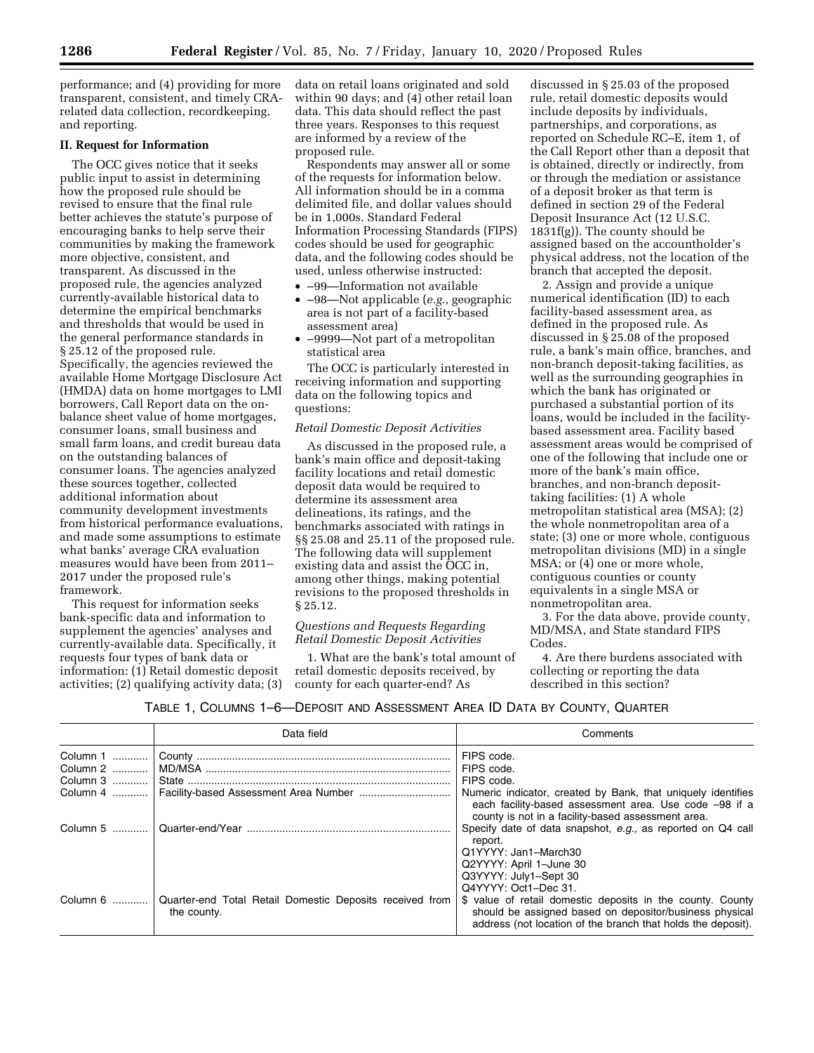performance; and (4) providing for more transparent, consistent, and timely CRA-related data collection, recordkeeping, and reporting.

## II. Request for Information

The OCC gives notice that it seeks public input to assist in determining how the proposed rule should be revised to ensure that the final rule better achieves the statute's purpose of encouraging banks to help serve their communities by making the framework more objective, consistent, and transparent. As discussed in the proposed rule, the agencies analyzed currently-available historical data to determine the empirical benchmarks and thresholds that would be used in the general performance standards in § 25.12 of the proposed rule. Specifically, the agencies reviewed the available Home Mortgage Disclosure Act (HMDA) data on home mortgages to LMI borrowers, Call Report data on the on-balance sheet value of home mortgages, consumer loans, small business and small farm loans, and credit bureau data on the outstanding balances of consumer loans. The agencies analyzed these sources together, collected additional information about community development investments from historical performance evaluations, and made some assumptions to estimate what banks' average CRA evaluation measures would have been from 2011–2017 under the proposed rule's framework.

This request for information seeks bank-specific data and information to supplement the agencies' analyses and currently-available data. Specifically, it requests four types of bank data or information: (1) Retail domestic deposit activities; (2) qualifying activity data; (3) data on retail loans originated and sold within 90 days; and (4) other retail loan data. This data should reflect the past three years. Responses to this request are informed by a review of the proposed rule.

Respondents may answer all or some of the requests for information below. All information should be in a comma delimited file, and dollar values should be in 1,000s. Standard Federal Information Processing Standards (FIPS) codes should be used for geographic data, and the following codes should be used, unless otherwise instructed:

- –99—Information not available
- –98—Not applicable (*e.g.,* geographic area is not part of a facility-based assessment area)
- –9999—Not part of a metropolitan statistical area

The OCC is particularly interested in receiving information and supporting data on the following topics and questions:

### *Retail Domestic Deposit Activities*

As discussed in the proposed rule, a bank's main office and deposit-taking facility locations and retail domestic deposit data would be required to determine its assessment area delineations, its ratings, and the benchmarks associated with ratings in §§ 25.08 and 25.11 of the proposed rule. The following data will supplement existing data and assist the OCC in, among other things, making potential revisions to the proposed thresholds in § 25.12.

### *Questions and Requests Regarding Retail Domestic Deposit Activities*

1. What are the bank's total amount of retail domestic deposits received, by county for each quarter-end? As discussed in § 25.03 of the proposed rule, retail domestic deposits would include deposits by individuals, partnerships, and corporations, as reported on Schedule RC–E, item 1, of the Call Report other than a deposit that is obtained, directly or indirectly, from or through the mediation or assistance of a deposit broker as that term is defined in section 29 of the Federal Deposit Insurance Act (12 U.S.C. 1831f(g)). The county should be assigned based on the accountholder's physical address, not the location of the branch that accepted the deposit.

2. Assign and provide a unique numerical identification (ID) to each facility-based assessment area, as defined in the proposed rule. As discussed in § 25.08 of the proposed rule, a bank's main office, branches, and non-branch deposit-taking facilities, as well as the surrounding geographies in which the bank has originated or purchased a substantial portion of its loans, would be included in the facility-based assessment area. Facility based assessment areas would be comprised of one of the following that include one or more of the bank's main office, branches, and non-branch deposit-taking facilities: (1) A whole metropolitan statistical area (MSA); (2) the whole nonmetropolitan area of a state; (3) one or more whole, contiguous metropolitan divisions (MD) in a single MSA; or (4) one or more whole, contiguous counties or county equivalents in a single MSA or nonmetropolitan area.

3. For the data above, provide county, MD/MSA, and State standard FIPS Codes.

4. Are there burdens associated with collecting or reporting the data described in this section?

TABLE 1, COLUMNS 1–6—DEPOSIT AND ASSESSMENT AREA ID DATA BY COUNTY, QUARTER

| | Data field | Comments |
|---|---|---|
| Column 1 | County | FIPS code. |
| Column 2 | MD/MSA | FIPS code. |
| Column 3 | State | FIPS code. |
| Column 4 | Facility-based Assessment Area Number | Numeric indicator, created by Bank, that uniquely identifies each facility-based assessment area. Use code –98 if a county is not in a facility-based assessment area. |
| Column 5 | Quarter-end/Year | Specify date of data snapshot, *e.g.,* as reported on Q4 call report.<br>Q1YYYY: Jan1–March30<br>Q2YYYY: April 1–June 30<br>Q3YYYY: July1–Sept 30<br>Q4YYYY: Oct1–Dec 31. |
| Column 6 | Quarter-end Total Retail Domestic Deposits received from the county. | $ value of retail domestic deposits in the county. County should be assigned based on depositor/business physical address (not location of the branch that holds the deposit). |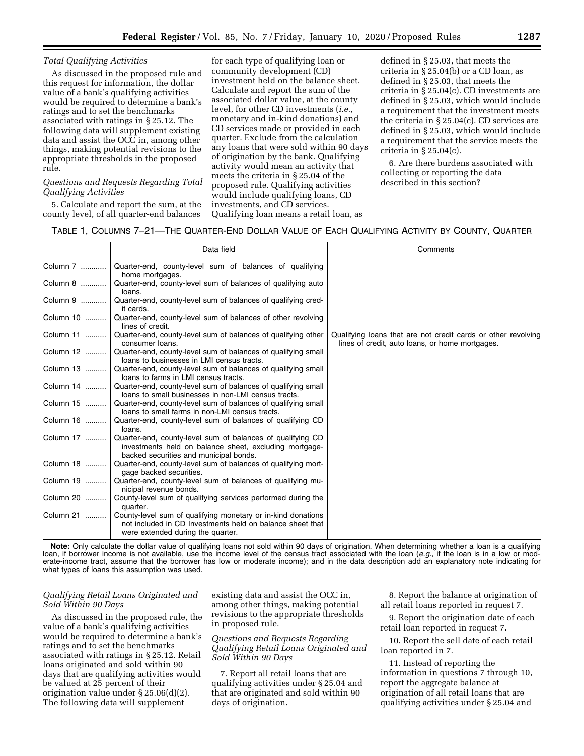*Total Qualifying Activities*

As discussed in the proposed rule and this request for information, the dollar value of a bank's qualifying activities would be required to determine a bank's ratings and to set the benchmarks associated with ratings in § 25.12. The following data will supplement existing data and assist the OCC in, among other things, making potential revisions to the appropriate thresholds in the proposed rule.

*Questions and Requests Regarding Total Qualifying Activities*

5. Calculate and report the sum, at the county level, of all quarter-end balances for each type of qualifying loan or community development (CD) investment held on the balance sheet. Calculate and report the sum of the associated dollar value, at the county level, for other CD investments (*i.e.,* monetary and in-kind donations) and CD services made or provided in each quarter. Exclude from the calculation any loans that were sold within 90 days of origination by the bank. Qualifying activity would mean an activity that meets the criteria in § 25.04 of the proposed rule. Qualifying activities would include qualifying loans, CD investments, and CD services. Qualifying loan means a retail loan, as defined in § 25.03, that meets the criteria in § 25.04(b) or a CD loan, as defined in § 25.03, that meets the criteria in § 25.04(c). CD investments are defined in § 25.03, which would include a requirement that the investment meets the criteria in § 25.04(c). CD services are defined in § 25.03, which would include a requirement that the service meets the criteria in § 25.04(c).

6. Are there burdens associated with collecting or reporting the data described in this section?

TABLE 1, COLUMNS 7–21—THE QUARTER-END DOLLAR VALUE OF EACH QUALIFYING ACTIVITY BY COUNTY, QUARTER

| | Data field | Comments |
|---|---|---|
| Column 7 | Quarter-end, county-level sum of balances of qualifying home mortgages. | |
| Column 8 | Quarter-end, county-level sum of balances of qualifying auto loans. | |
| Column 9 | Quarter-end, county-level sum of balances of qualifying credit cards. | |
| Column 10 | Quarter-end, county-level sum of balances of other revolving lines of credit. | |
| Column 11 | Quarter-end, county-level sum of balances of qualifying other consumer loans. | Qualifying loans that are not credit cards or other revolving lines of credit, auto loans, or home mortgages. |
| Column 12 | Quarter-end, county-level sum of balances of qualifying small loans to businesses in LMI census tracts. | |
| Column 13 | Quarter-end, county-level sum of balances of qualifying small loans to farms in LMI census tracts. | |
| Column 14 | Quarter-end, county-level sum of balances of qualifying small loans to small businesses in non-LMI census tracts. | |
| Column 15 | Quarter-end, county-level sum of balances of qualifying small loans to small farms in non-LMI census tracts. | |
| Column 16 | Quarter-end, county-level sum of balances of qualifying CD loans. | |
| Column 17 | Quarter-end, county-level sum of balances of qualifying CD investments held on balance sheet, excluding mortgage-backed securities and municipal bonds. | |
| Column 18 | Quarter-end, county-level sum of balances of qualifying mortgage backed securities. | |
| Column 19 | Quarter-end, county-level sum of balances of qualifying municipal revenue bonds. | |
| Column 20 | County-level sum of qualifying services performed during the quarter. | |
| Column 21 | County-level sum of qualifying monetary or in-kind donations not included in CD Investments held on balance sheet that were extended during the quarter. | |

**Note:** Only calculate the dollar value of qualifying loans not sold within 90 days of origination. When determining whether a loan is a qualifying loan, if borrower income is not available, use the income level of the census tract associated with the loan (*e.g.,* if the loan is in a low or moderate-income tract, assume that the borrower has low or moderate income); and in the data description add an explanatory note indicating for what types of loans this assumption was used.

*Qualifying Retail Loans Originated and Sold Within 90 Days*

As discussed in the proposed rule, the value of a bank's qualifying activities would be required to determine a bank's ratings and to set the benchmarks associated with ratings in § 25.12. Retail loans originated and sold within 90 days that are qualifying activities would be valued at 25 percent of their origination value under § 25.06(d)(2). The following data will supplement existing data and assist the OCC in, among other things, making potential revisions to the appropriate thresholds in proposed rule.

*Questions and Requests Regarding Qualifying Retail Loans Originated and Sold Within 90 Days*

7. Report all retail loans that are qualifying activities under § 25.04 and that are originated and sold within 90 days of origination.

8. Report the balance at origination of all retail loans reported in request 7.

9. Report the origination date of each retail loan reported in request 7.

10. Report the sell date of each retail loan reported in 7.

11. Instead of reporting the information in questions 7 through 10, report the aggregate balance at origination of all retail loans that are qualifying activities under § 25.04 and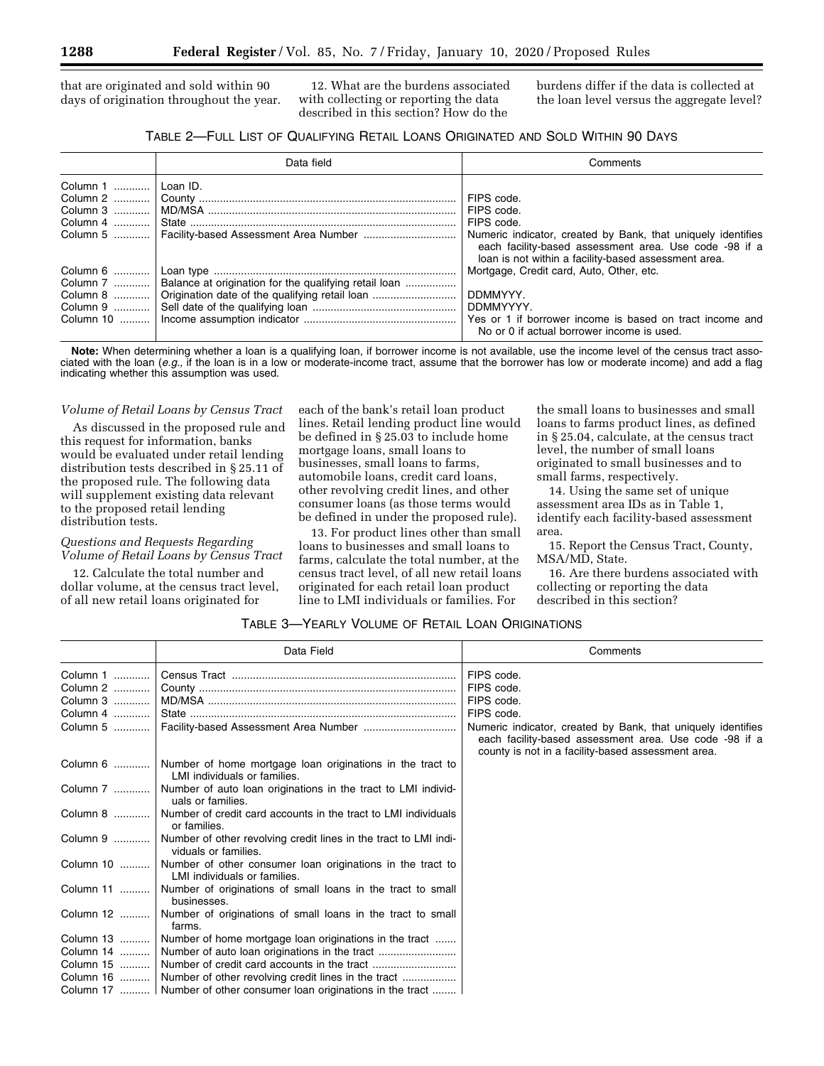that are originated and sold within 90 days of origination throughout the year.

12. What are the burdens associated with collecting or reporting the data described in this section? How do the burdens differ if the data is collected at the loan level versus the aggregate level?

TABLE 2—FULL LIST OF QUALIFYING RETAIL LOANS ORIGINATED AND SOLD WITHIN 90 DAYS

| | Data field | Comments |
|---|---|---|
| Column 1 | Loan ID. | |
| Column 2 | County | FIPS code. |
| Column 3 | MD/MSA | FIPS code. |
| Column 4 | State | FIPS code. |
| Column 5 | Facility-based Assessment Area Number | Numeric indicator, created by Bank, that uniquely identifies each facility-based assessment area. Use code -98 if a loan is not within a facility-based assessment area. |
| Column 6 | Loan type | Mortgage, Credit card, Auto, Other, etc. |
| Column 7 | Balance at origination for the qualifying retail loan | |
| Column 8 | Origination date of the qualifying retail loan | DDMMYYY. |
| Column 9 | Sell date of the qualifying loan | DDMMYYYY. |
| Column 10 | Income assumption indicator | Yes or 1 if borrower income is based on tract income and No or 0 if actual borrower income is used. |

**Note:** When determining whether a loan is a qualifying loan, if borrower income is not available, use the income level of the census tract associated with the loan (*e.g.,* if the loan is in a low or moderate-income tract, assume that the borrower has low or moderate income) and add a flag indicating whether this assumption was used.

*Volume of Retail Loans by Census Tract*

As discussed in the proposed rule and this request for information, banks would be evaluated under retail lending distribution tests described in § 25.11 of the proposed rule. The following data will supplement existing data relevant to the proposed retail lending distribution tests.

*Questions and Requests Regarding Volume of Retail Loans by Census Tract*

12. Calculate the total number and dollar volume, at the census tract level, of all new retail loans originated for each of the bank's retail loan product lines. Retail lending product line would be defined in § 25.03 to include home mortgage loans, small loans to businesses, small loans to farms, automobile loans, credit card loans, other revolving credit lines, and other consumer loans (as those terms would be defined in under the proposed rule).

13. For product lines other than small loans to businesses and small loans to farms, calculate the total number, at the census tract level, of all new retail loans originated for each retail loan product line to LMI individuals or families. For the small loans to businesses and small loans to farms product lines, as defined in § 25.04, calculate, at the census tract level, the number of small loans originated to small businesses and to small farms, respectively.

14. Using the same set of unique assessment area IDs as in Table 1, identify each facility-based assessment area.

15. Report the Census Tract, County, MSA/MD, State.

16. Are there burdens associated with collecting or reporting the data described in this section?

TABLE 3—YEARLY VOLUME OF RETAIL LOAN ORIGINATIONS

| | Data Field | Comments |
|---|---|---|
| Column 1 | Census Tract | FIPS code. |
| Column 2 | County | FIPS code. |
| Column 3 | MD/MSA | FIPS code. |
| Column 4 | State | FIPS code. |
| Column 5 | Facility-based Assessment Area Number | Numeric indicator, created by Bank, that uniquely identifies each facility-based assessment area. Use code -98 if a county is not in a facility-based assessment area. |
| Column 6 | Number of home mortgage loan originations in the tract to LMI individuals or families. | |
| Column 7 | Number of auto loan originations in the tract to LMI individuals or families. | |
| Column 8 | Number of credit card accounts in the tract to LMI individuals or families. | |
| Column 9 | Number of other revolving credit lines in the tract to LMI individuals or families. | |
| Column 10 | Number of other consumer loan originations in the tract to LMI individuals or families. | |
| Column 11 | Number of originations of small loans in the tract to small businesses. | |
| Column 12 | Number of originations of small loans in the tract to small farms. | |
| Column 13 | Number of home mortgage loan originations in the tract | |
| Column 14 | Number of auto loan originations in the tract | |
| Column 15 | Number of credit card accounts in the tract | |
| Column 16 | Number of other revolving credit lines in the tract | |
| Column 17 | Number of other consumer loan originations in the tract | |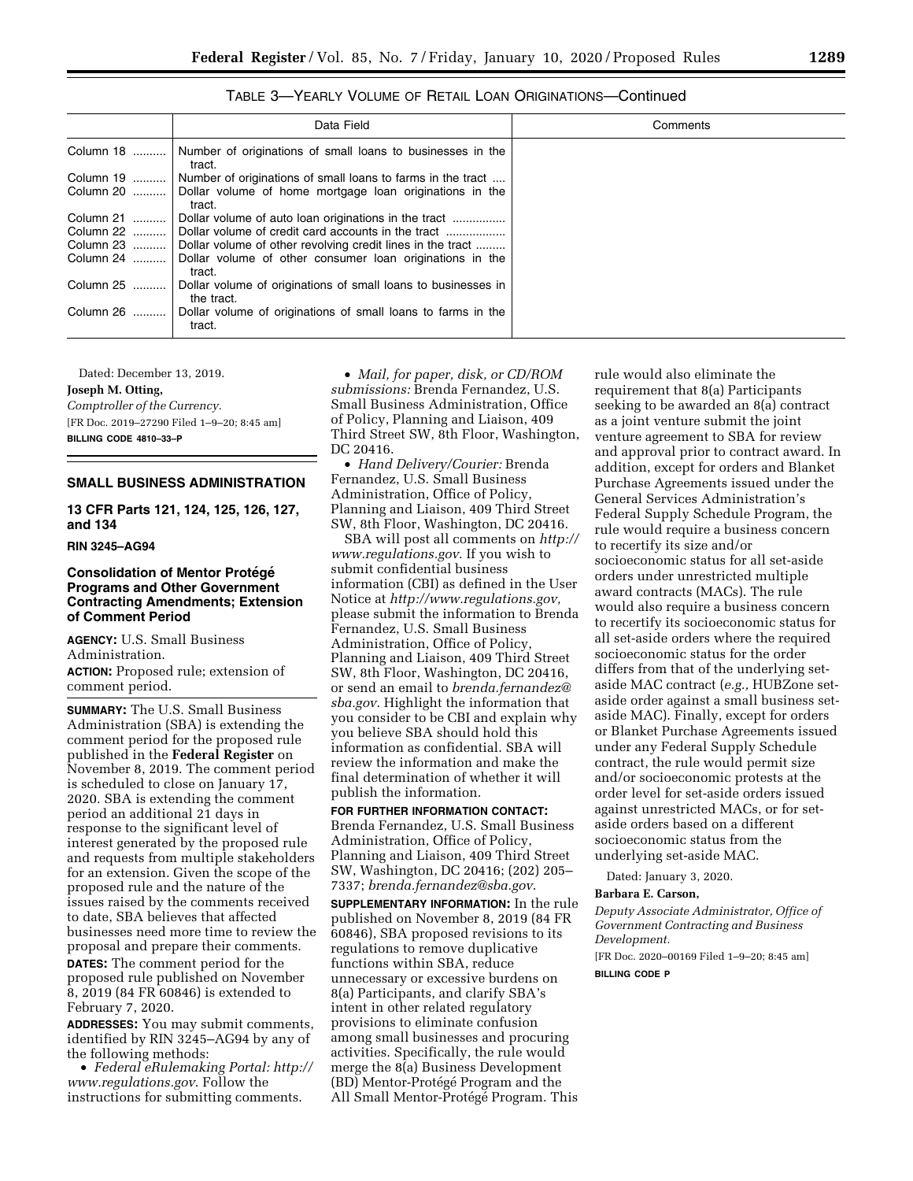TABLE 3—YEARLY VOLUME OF RETAIL LOAN ORIGINATIONS—Continued

| | Data Field | Comments |
|---|---|---|
| Column 18 | Number of originations of small loans to businesses in the tract. | |
| Column 19 | Number of originations of small loans to farms in the tract | |
| Column 20 | Dollar volume of home mortgage loan originations in the tract. | |
| Column 21 | Dollar volume of auto loan originations in the tract | |
| Column 22 | Dollar volume of credit card accounts in the tract | |
| Column 23 | Dollar volume of other revolving credit lines in the tract | |
| Column 24 | Dollar volume of other consumer loan originations in the tract. | |
| Column 25 | Dollar volume of originations of small loans to businesses in the tract. | |
| Column 26 | Dollar volume of originations of small loans to farms in the tract. | |

Dated: December 13, 2019.

**Joseph M. Otting,**

*Comptroller of the Currency.*

[FR Doc. 2019–27290 Filed 1–9–20; 8:45 am]

**BILLING CODE 4810–33–P**

## SMALL BUSINESS ADMINISTRATION

### 13 CFR Parts 121, 124, 125, 126, 127, and 134

**RIN 3245–AG94**

### Consolidation of Mentor Protégé Programs and Other Government Contracting Amendments; Extension of Comment Period

**AGENCY:** U.S. Small Business Administration.

**ACTION:** Proposed rule; extension of comment period.

**SUMMARY:** The U.S. Small Business Administration (SBA) is extending the comment period for the proposed rule published in the **Federal Register** on November 8, 2019. The comment period is scheduled to close on January 17, 2020. SBA is extending the comment period an additional 21 days in response to the significant level of interest generated by the proposed rule and requests from multiple stakeholders for an extension. Given the scope of the proposed rule and the nature of the issues raised by the comments received to date, SBA believes that affected businesses need more time to review the proposal and prepare their comments.

**DATES:** The comment period for the proposed rule published on November 8, 2019 (84 FR 60846) is extended to February 7, 2020.

**ADDRESSES:** You may submit comments, identified by RIN 3245–AG94 by any of the following methods:

- *Federal eRulemaking Portal: http://www.regulations.gov*. Follow the instructions for submitting comments.
- *Mail, for paper, disk, or CD/ROM submissions:* Brenda Fernandez, U.S. Small Business Administration, Office of Policy, Planning and Liaison, 409 Third Street SW, 8th Floor, Washington, DC 20416.
- *Hand Delivery/Courier:* Brenda Fernandez, U.S. Small Business Administration, Office of Policy, Planning and Liaison, 409 Third Street SW, 8th Floor, Washington, DC 20416.

SBA will post all comments on *http://www.regulations.gov*. If you wish to submit confidential business information (CBI) as defined in the User Notice at *http://www.regulations.gov,* please submit the information to Brenda Fernandez, U.S. Small Business Administration, Office of Policy, Planning and Liaison, 409 Third Street SW, 8th Floor, Washington, DC 20416, or send an email to *brenda.fernandez@sba.gov*. Highlight the information that you consider to be CBI and explain why you believe SBA should hold this information as confidential. SBA will review the information and make the final determination of whether it will publish the information.

**FOR FURTHER INFORMATION CONTACT:** Brenda Fernandez, U.S. Small Business Administration, Office of Policy, Planning and Liaison, 409 Third Street SW, Washington, DC 20416; (202) 205–7337; *brenda.fernandez@sba.gov*.

**SUPPLEMENTARY INFORMATION:** In the rule published on November 8, 2019 (84 FR 60846), SBA proposed revisions to its regulations to remove duplicative functions within SBA, reduce unnecessary or excessive burdens on 8(a) Participants, and clarify SBA's intent in other related regulatory provisions to eliminate confusion among small businesses and procuring activities. Specifically, the rule would merge the 8(a) Business Development (BD) Mentor-Protégé Program and the All Small Mentor-Protégé Program. This rule would also eliminate the requirement that 8(a) Participants seeking to be awarded an 8(a) contract as a joint venture submit the joint venture agreement to SBA for review and approval prior to contract award. In addition, except for orders and Blanket Purchase Agreements issued under the General Services Administration's Federal Supply Schedule Program, the rule would require a business concern to recertify its size and/or socioeconomic status for all set-aside orders under unrestricted multiple award contracts (MACs). The rule would also require a business concern to recertify its socioeconomic status for all set-aside orders where the required socioeconomic status for the order differs from that of the underlying set-aside MAC contract (*e.g.,* HUBZone set-aside order against a small business set-aside MAC). Finally, except for orders or Blanket Purchase Agreements issued under any Federal Supply Schedule contract, the rule would permit size and/or socioeconomic protests at the order level for set-aside orders issued against unrestricted MACs, or for set-aside orders based on a different socioeconomic status from the underlying set-aside MAC.

Dated: January 3, 2020.

**Barbara E. Carson,**

*Deputy Associate Administrator, Office of Government Contracting and Business Development.*

[FR Doc. 2020–00169 Filed 1–9–20; 8:45 am]

**BILLING CODE P**